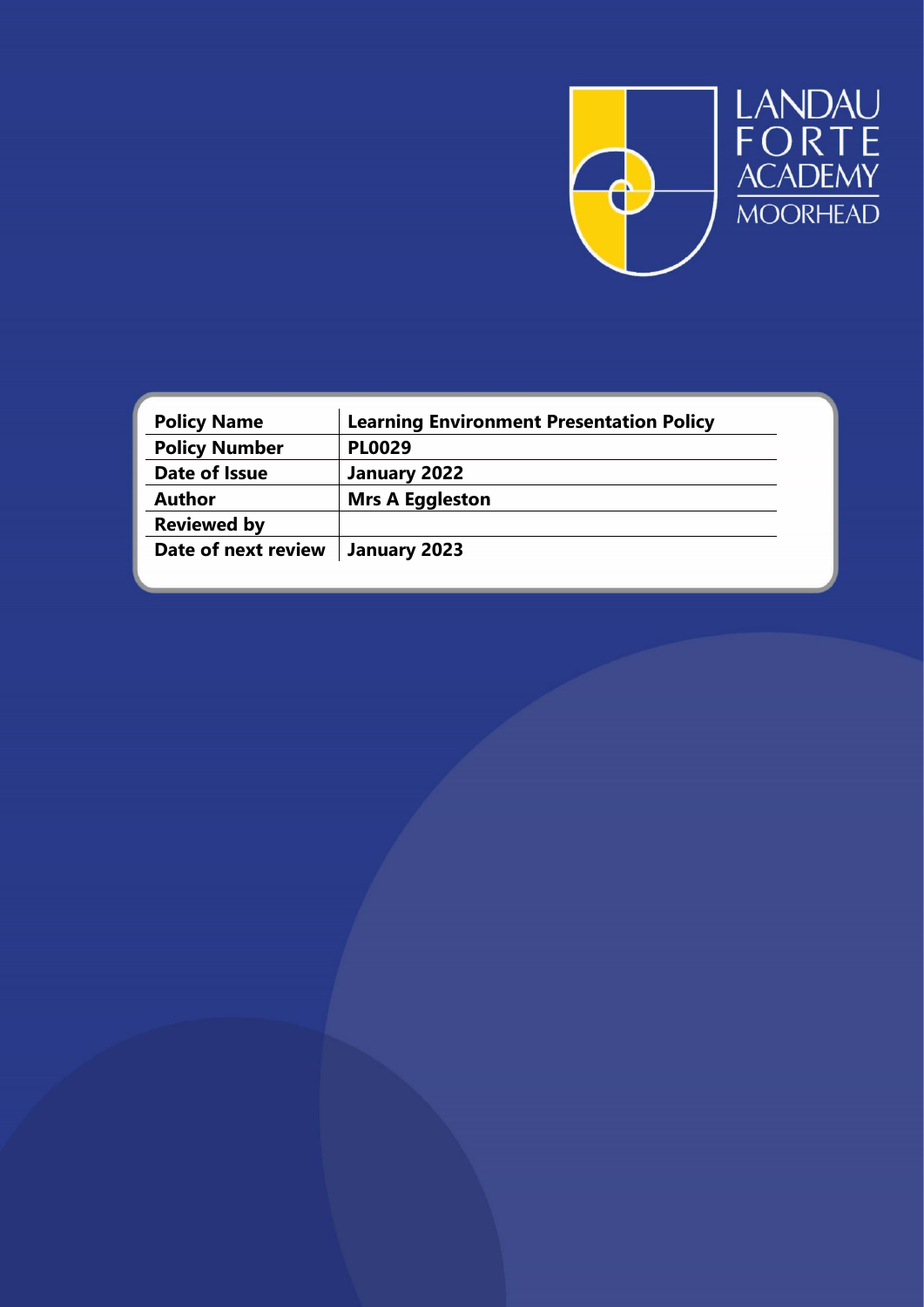LANDAU FORTE ACADEMY MOORHEAD

| Policy Name | Learning Environment Presentation Policy |
|---|---|
| Policy Number | PL0029 |
| Date of Issue | January 2022 |
| Author | Mrs A Eggleston |
| Reviewed by | |
| Date of next review | January 2023 |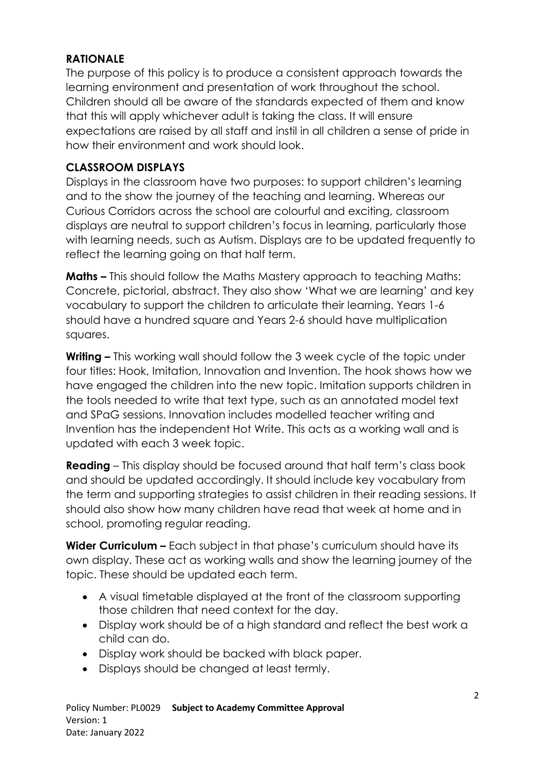## RATIONALE

The purpose of this policy is to produce a consistent approach towards the learning environment and presentation of work throughout the school. Children should all be aware of the standards expected of them and know that this will apply whichever adult is taking the class. It will ensure expectations are raised by all staff and instil in all children a sense of pride in how their environment and work should look.

## CLASSROOM DISPLAYS

Displays in the classroom have two purposes: to support children's learning and to the show the journey of the teaching and learning. Whereas our Curious Corridors across the school are colourful and exciting, classroom displays are neutral to support children's focus in learning, particularly those with learning needs, such as Autism. Displays are to be updated frequently to reflect the learning going on that half term.

**Maths –** This should follow the Maths Mastery approach to teaching Maths: Concrete, pictorial, abstract. They also show 'What we are learning' and key vocabulary to support the children to articulate their learning. Years 1-6 should have a hundred square and Years 2-6 should have multiplication squares.

**Writing –** This working wall should follow the 3 week cycle of the topic under four titles: Hook, Imitation, Innovation and Invention. The hook shows how we have engaged the children into the new topic. Imitation supports children in the tools needed to write that text type, such as an annotated model text and SPaG sessions. Innovation includes modelled teacher writing and Invention has the independent Hot Write. This acts as a working wall and is updated with each 3 week topic.

**Reading** – This display should be focused around that half term's class book and should be updated accordingly. It should include key vocabulary from the term and supporting strategies to assist children in their reading sessions. It should also show how many children have read that week at home and in school, promoting regular reading.

**Wider Curriculum –** Each subject in that phase's curriculum should have its own display. These act as working walls and show the learning journey of the topic. These should be updated each term.

- A visual timetable displayed at the front of the classroom supporting those children that need context for the day.
- Display work should be of a high standard and reflect the best work a child can do.
- Display work should be backed with black paper.
- Displays should be changed at least termly.

Policy Number: PL0029 **Subject to Academy Committee Approval**
Version: 1
Date: January 2022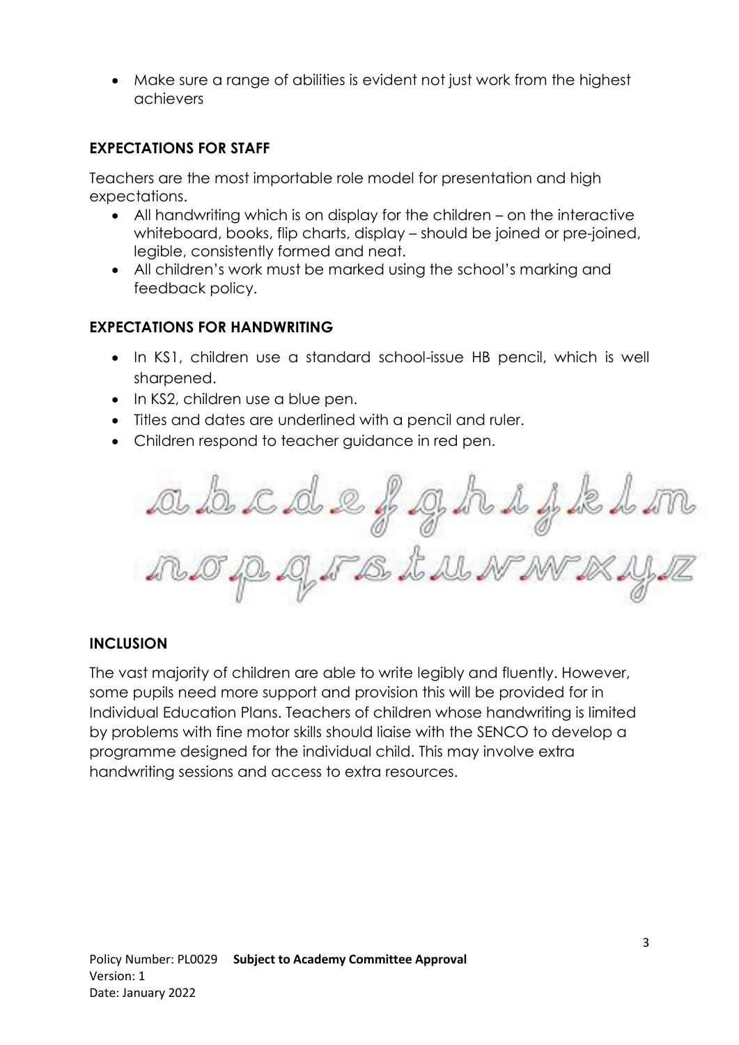- Make sure a range of abilities is evident not just work from the highest achievers

**EXPECTATIONS FOR STAFF**

Teachers are the most importable role model for presentation and high expectations.

- All handwriting which is on display for the children – on the interactive whiteboard, books, flip charts, display – should be joined or pre-joined, legible, consistently formed and neat.
- All children's work must be marked using the school's marking and feedback policy.

**EXPECTATIONS FOR HANDWRITING**

- In KS1, children use a standard school-issue HB pencil, which is well sharpened.
- In KS2, children use a blue pen.
- Titles and dates are underlined with a pencil and ruler.
- Children respond to teacher guidance in red pen.

**INCLUSION**

The vast majority of children are able to write legibly and fluently. However, some pupils need more support and provision this will be provided for in Individual Education Plans. Teachers of children whose handwriting is limited by problems with fine motor skills should liaise with the SENCO to develop a programme designed for the individual child. This may involve extra handwriting sessions and access to extra resources.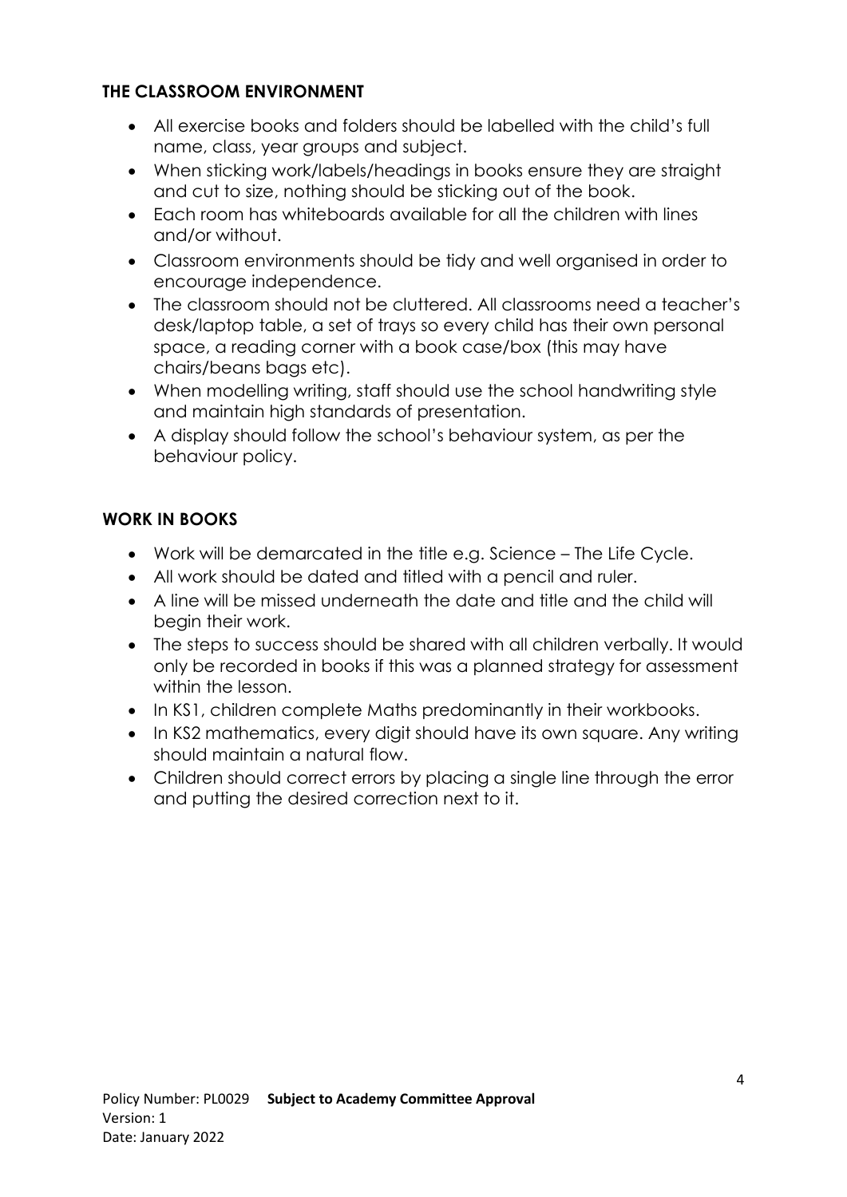## THE CLASSROOM ENVIRONMENT

- All exercise books and folders should be labelled with the child's full name, class, year groups and subject.
- When sticking work/labels/headings in books ensure they are straight and cut to size, nothing should be sticking out of the book.
- Each room has whiteboards available for all the children with lines and/or without.
- Classroom environments should be tidy and well organised in order to encourage independence.
- The classroom should not be cluttered. All classrooms need a teacher's desk/laptop table, a set of trays so every child has their own personal space, a reading corner with a book case/box (this may have chairs/beans bags etc).
- When modelling writing, staff should use the school handwriting style and maintain high standards of presentation.
- A display should follow the school's behaviour system, as per the behaviour policy.

## WORK IN BOOKS

- Work will be demarcated in the title e.g. Science – The Life Cycle.
- All work should be dated and titled with a pencil and ruler.
- A line will be missed underneath the date and title and the child will begin their work.
- The steps to success should be shared with all children verbally. It would only be recorded in books if this was a planned strategy for assessment within the lesson.
- In KS1, children complete Maths predominantly in their workbooks.
- In KS2 mathematics, every digit should have its own square. Any writing should maintain a natural flow.
- Children should correct errors by placing a single line through the error and putting the desired correction next to it.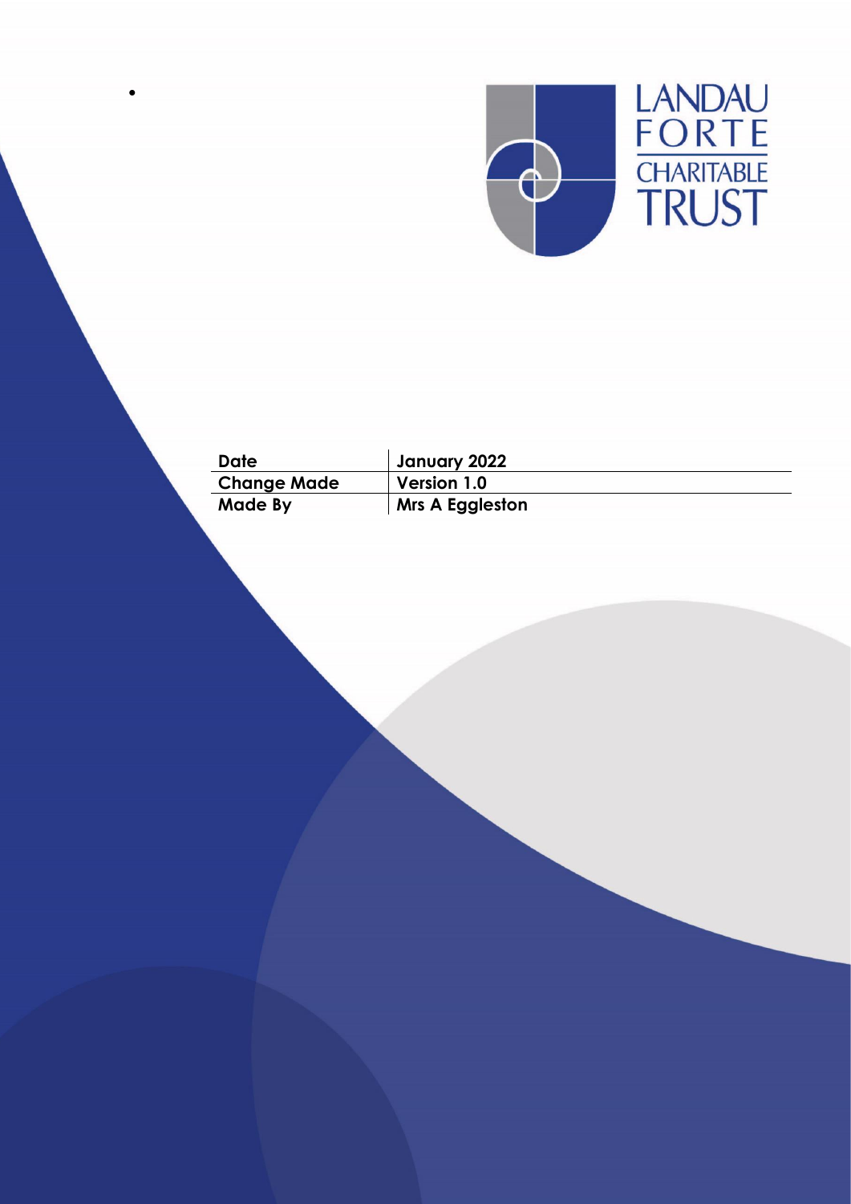LANDAU FORTE CHARITABLE TRUST

| | |
|---|---|
| **Date** | **January 2022** |
| **Change Made** | **Version 1.0** |
| **Made By** | **Mrs A Eggleston** |